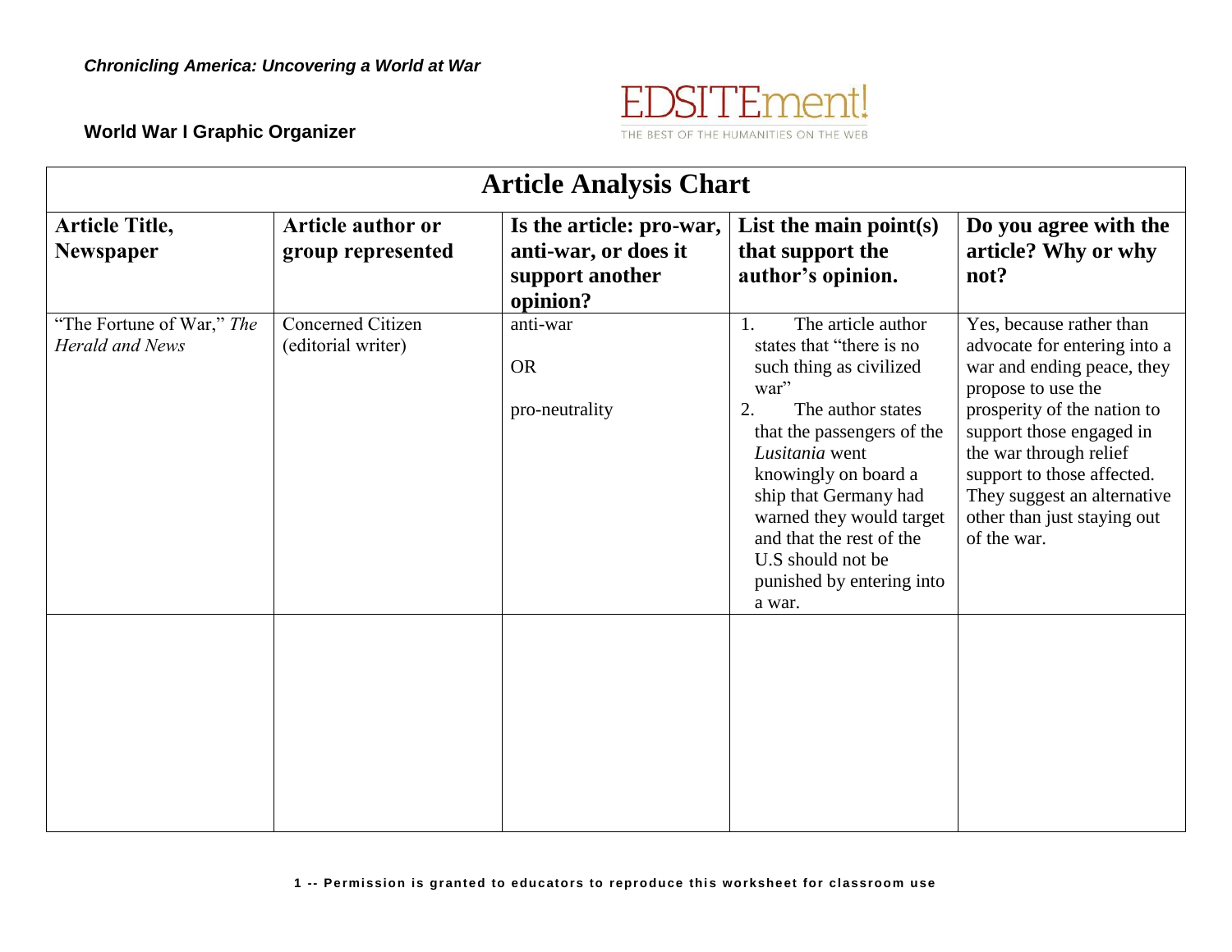*Chronicling America: Uncovering a World at War*

**World War I Graphic Organizer**

EDSITEment!
THE BEST OF THE HUMANITIES ON THE WEB

# Article Analysis Chart

| Article Title, Newspaper | Article author or group represented | Is the article: pro-war, anti-war, or does it support another opinion? | List the main point(s) that support the author's opinion. | Do you agree with the article? Why or why not? |
| --- | --- | --- | --- | --- |
| "The Fortune of War," *The Herald and News* | Concerned Citizen (editorial writer) | anti-war<br><br>OR<br><br>pro-neutrality | 1. The article author states that "there is no such thing as civilized war"<br>2. The author states that the passengers of the *Lusitania* went knowingly on board a ship that Germany had warned they would target and that the rest of the U.S should not be punished by entering into a war. | Yes, because rather than advocate for entering into a war and ending peace, they propose to use the prosperity of the nation to support those engaged in the war through relief support to those affected. They suggest an alternative other than just staying out of the war. |
| | | | | |

**1 -- Permission is granted to educators to reproduce this worksheet for classroom use**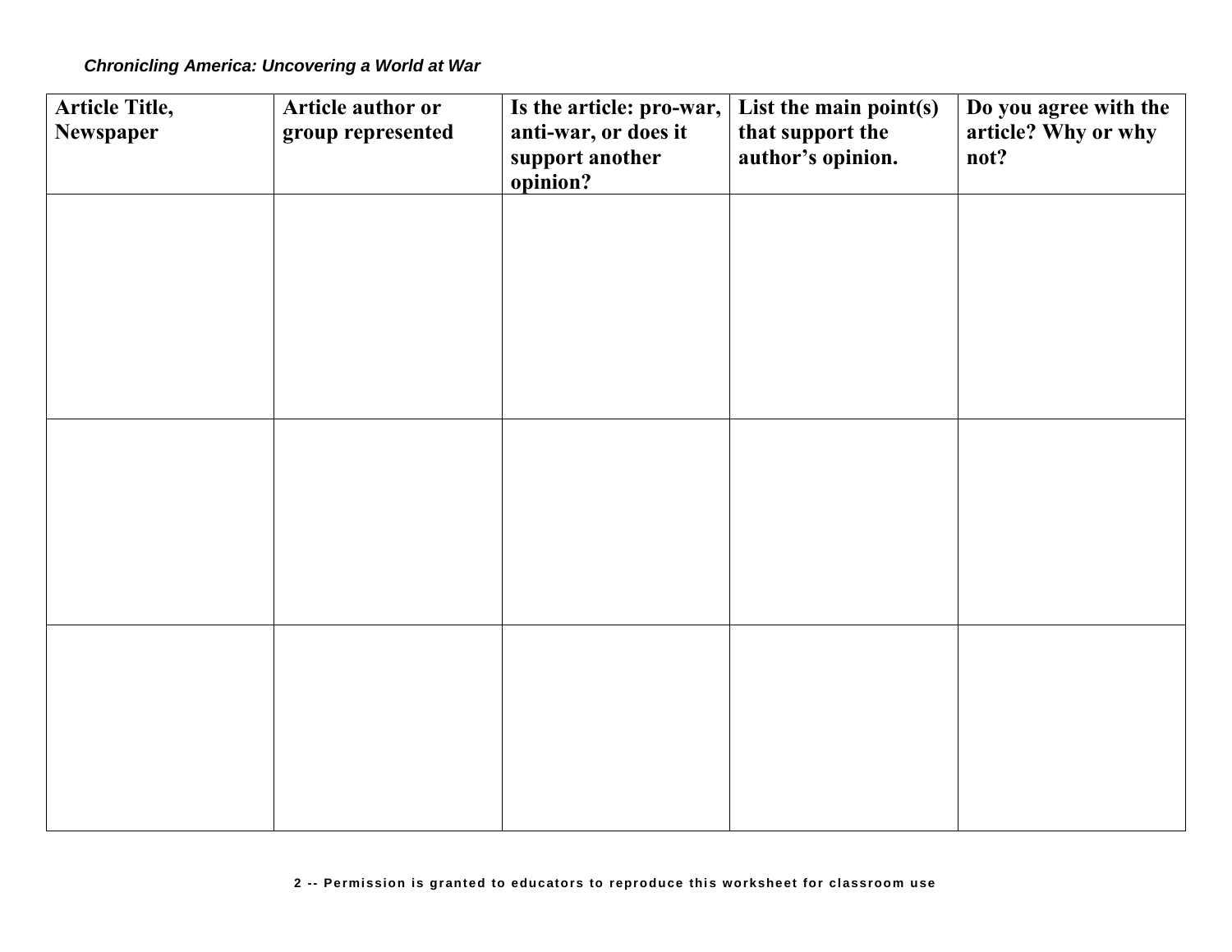*Chronicling America: Uncovering a World at War*

| Article Title, Newspaper | Article author or group represented | Is the article: pro-war, anti-war, or does it support another opinion? | List the main point(s) that support the author's opinion. | Do you agree with the article? Why or why not? |
|---|---|---|---|---|
| | | | | |
| | | | | |
| | | | | |

Permission is granted to educators to reproduce this worksheet for classroom use